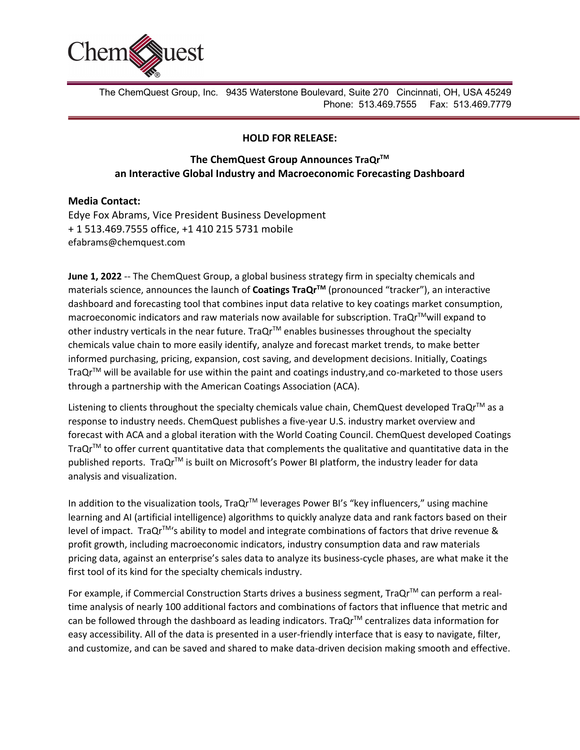The ChemQuest Group, Inc. 9435 Waterstone Boulevard, Suite 270 Cincinnati, OH, USA 45249
Phone: 513.469.7555 Fax: 513.469.7779

**HOLD FOR RELEASE:**

## The ChemQuest Group Announces TraQr™ an Interactive Global Industry and Macroeconomic Forecasting Dashboard

**Media Contact:**
Edye Fox Abrams, Vice President Business Development
+ 1 513.469.7555 office, +1 410 215 5731 mobile
efabrams@chemquest.com

**June 1, 2022** -- The ChemQuest Group, a global business strategy firm in specialty chemicals and materials science, announces the launch of **Coatings TraQr™** (pronounced "tracker"), an interactive dashboard and forecasting tool that combines input data relative to key coatings market consumption, macroeconomic indicators and raw materials now available for subscription. TraQr™will expand to other industry verticals in the near future. TraQr™ enables businesses throughout the specialty chemicals value chain to more easily identify, analyze and forecast market trends, to make better informed purchasing, pricing, expansion, cost saving, and development decisions. Initially, Coatings TraQr™ will be available for use within the paint and coatings industry,and co-marketed to those users through a partnership with the American Coatings Association (ACA).

Listening to clients throughout the specialty chemicals value chain, ChemQuest developed TraQr™ as a response to industry needs. ChemQuest publishes a five-year U.S. industry market overview and forecast with ACA and a global iteration with the World Coating Council. ChemQuest developed Coatings TraQr™ to offer current quantitative data that complements the qualitative and quantitative data in the published reports. TraQr™ is built on Microsoft's Power BI platform, the industry leader for data analysis and visualization.

In addition to the visualization tools, TraQr™ leverages Power BI's "key influencers," using machine learning and AI (artificial intelligence) algorithms to quickly analyze data and rank factors based on their level of impact. TraQr™'s ability to model and integrate combinations of factors that drive revenue & profit growth, including macroeconomic indicators, industry consumption data and raw materials pricing data, against an enterprise's sales data to analyze its business-cycle phases, are what make it the first tool of its kind for the specialty chemicals industry.

For example, if Commercial Construction Starts drives a business segment, TraQr™ can perform a real-time analysis of nearly 100 additional factors and combinations of factors that influence that metric and can be followed through the dashboard as leading indicators. TraQr™ centralizes data information for easy accessibility. All of the data is presented in a user-friendly interface that is easy to navigate, filter, and customize, and can be saved and shared to make data-driven decision making smooth and effective.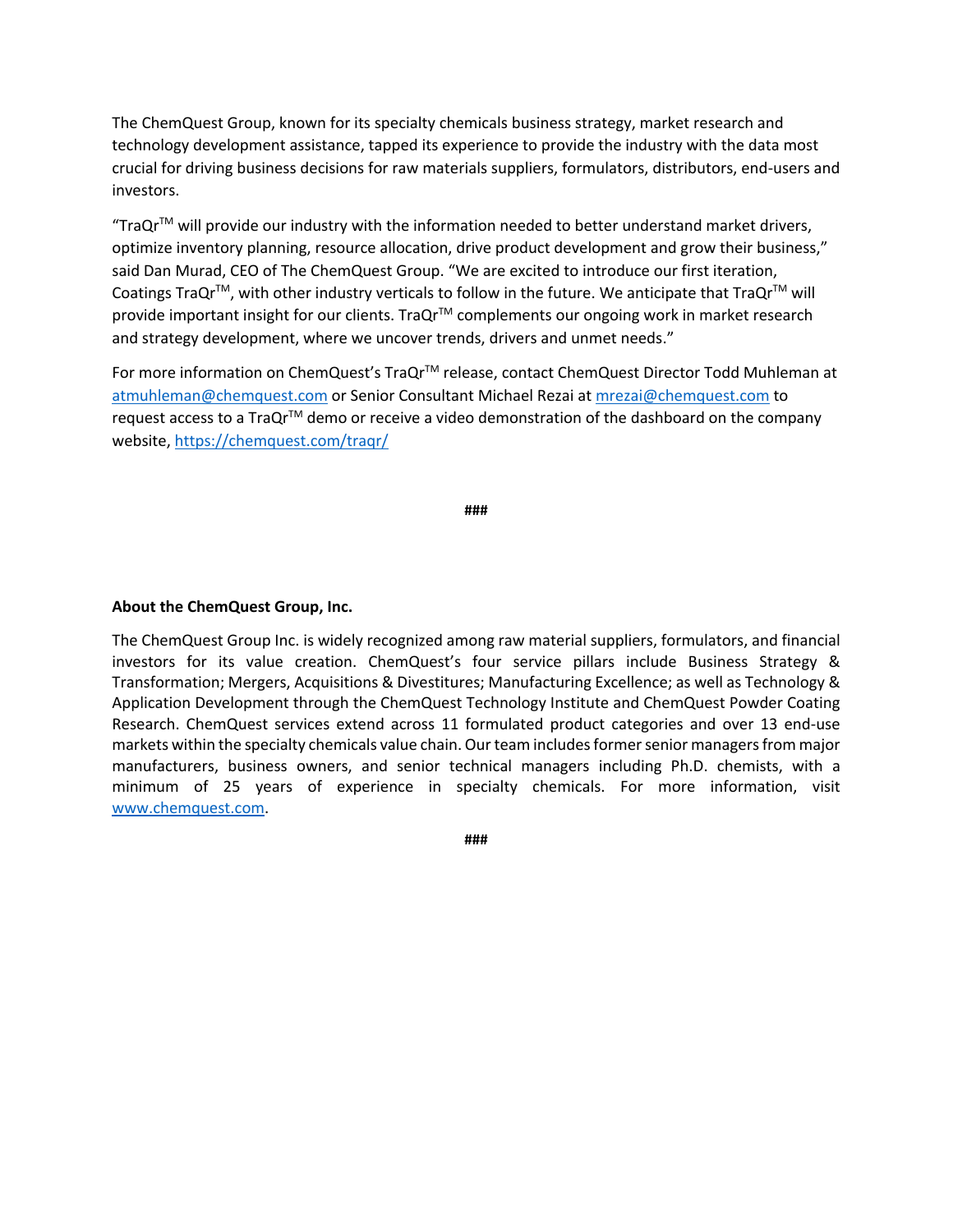The ChemQuest Group, known for its specialty chemicals business strategy, market research and technology development assistance, tapped its experience to provide the industry with the data most crucial for driving business decisions for raw materials suppliers, formulators, distributors, end-users and investors.

"TraQr™ will provide our industry with the information needed to better understand market drivers, optimize inventory planning, resource allocation, drive product development and grow their business," said Dan Murad, CEO of The ChemQuest Group. "We are excited to introduce our first iteration, Coatings TraQr™, with other industry verticals to follow in the future. We anticipate that TraQr™ will provide important insight for our clients. TraQr™ complements our ongoing work in market research and strategy development, where we uncover trends, drivers and unmet needs."

For more information on ChemQuest's TraQr™ release, contact ChemQuest Director Todd Muhleman at atmuhleman@chemquest.com or Senior Consultant Michael Rezai at mrezai@chemquest.com to request access to a TraQr™ demo or receive a video demonstration of the dashboard on the company website, https://chemquest.com/traqr/

###

**About the ChemQuest Group, Inc.**

The ChemQuest Group Inc. is widely recognized among raw material suppliers, formulators, and financial investors for its value creation. ChemQuest's four service pillars include Business Strategy & Transformation; Mergers, Acquisitions & Divestitures; Manufacturing Excellence; as well as Technology & Application Development through the ChemQuest Technology Institute and ChemQuest Powder Coating Research. ChemQuest services extend across 11 formulated product categories and over 13 end-use markets within the specialty chemicals value chain. Our team includes former senior managers from major manufacturers, business owners, and senior technical managers including Ph.D. chemists, with a minimum of 25 years of experience in specialty chemicals. For more information, visit www.chemquest.com.

###